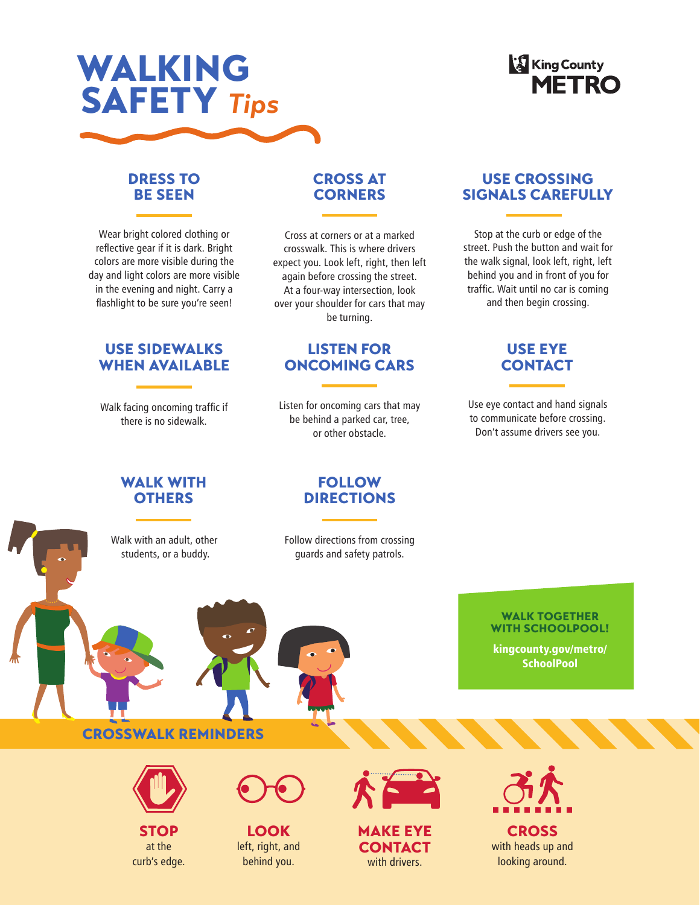# WALKING SAFETY *Tips*

King County METRO

## DRESS TO BE SEEN

Wear bright colored clothing or reflective gear if it is dark. Bright colors are more visible during the day and light colors are more visible in the evening and night. Carry a flashlight to be sure you're seen!

## CROSS AT CORNERS

Cross at corners or at a marked crosswalk. This is where drivers expect you. Look left, right, then left again before crossing the street. At a four-way intersection, look over your shoulder for cars that may be turning.

## USE CROSSING SIGNALS CAREFULLY

Stop at the curb or edge of the street. Push the button and wait for the walk signal, look left, right, left behind you and in front of you for traffic. Wait until no car is coming and then begin crossing.

## USE SIDEWALKS WHEN AVAILABLE

Walk facing oncoming traffic if there is no sidewalk.

## LISTEN FOR ONCOMING CARS

Listen for oncoming cars that may be behind a parked car, tree, or other obstacle.

## USE EYE CONTACT

Use eye contact and hand signals to communicate before crossing. Don't assume drivers see you.

## WALK WITH OTHERS

Walk with an adult, other students, or a buddy.

## FOLLOW DIRECTIONS

Follow directions from crossing guards and safety patrols.

**WALK TOGETHER WITH SCHOOLPOOL!**

**kingcounty.gov/metro/SchoolPool**

## CROSSWALK REMINDERS

**STOP** at the curb's edge.

**LOOK** left, right, and behind you.

**MAKE EYE CONTACT** with drivers.

**CROSS** with heads up and looking around.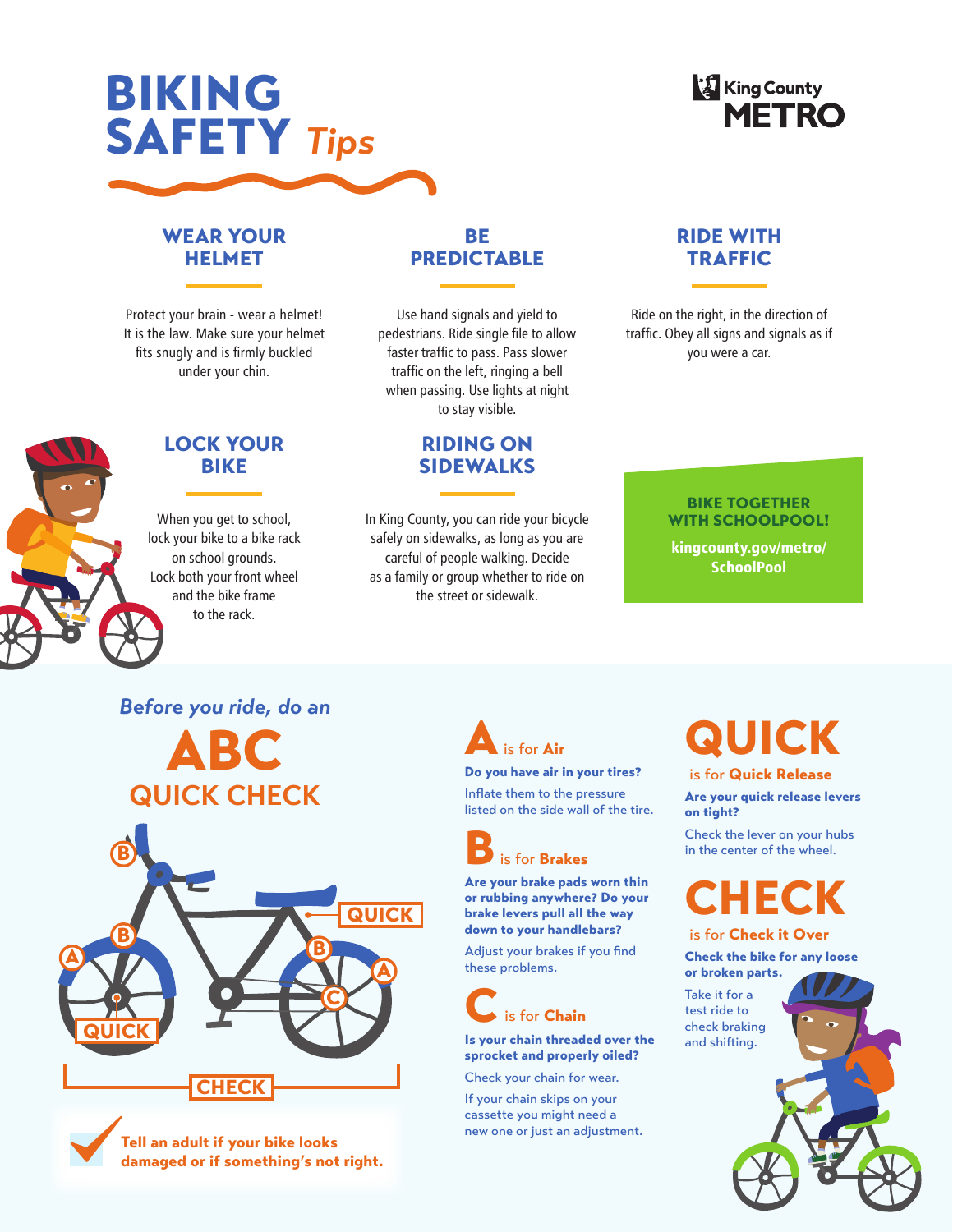# BIKING SAFETY *Tips*

King County METRO

## WEAR YOUR HELMET

Protect your brain - wear a helmet! It is the law. Make sure your helmet fits snugly and is firmly buckled under your chin.

## BE PREDICTABLE

Use hand signals and yield to pedestrians. Ride single file to allow faster traffic to pass. Pass slower traffic on the left, ringing a bell when passing. Use lights at night to stay visible.

## RIDE WITH TRAFFIC

Ride on the right, in the direction of traffic. Obey all signs and signals as if you were a car.

## LOCK YOUR BIKE

When you get to school, lock your bike to a bike rack on school grounds. Lock both your front wheel and the bike frame to the rack.

## RIDING ON SIDEWALKS

In King County, you can ride your bicycle safely on sidewalks, as long as you are careful of people walking. Decide as a family or group whether to ride on the street or sidewalk.

**BIKE TOGETHER WITH SCHOOLPOOL!**

**kingcounty.gov/metro/SchoolPool**

## *Before you ride, do an* ABC QUICK CHECK

A B B B A C QUICK QUICK CHECK

✔ **Tell an adult if your bike looks damaged or if something's not right.**

### A is for Air

**Do you have air in your tires?**

Inflate them to the pressure listed on the side wall of the tire.

### B is for Brakes

**Are your brake pads worn thin or rubbing anywhere? Do your brake levers pull all the way down to your handlebars?**

Adjust your brakes if you find these problems.

### C is for Chain

**Is your chain threaded over the sprocket and properly oiled?**

Check your chain for wear.

If your chain skips on your cassette you might need a new one or just an adjustment.

### QUICK is for Quick Release

**Are your quick release levers on tight?**

Check the lever on your hubs in the center of the wheel.

### CHECK is for Check it Over

**Check the bike for any loose or broken parts.**

Take it for a test ride to check braking and shifting.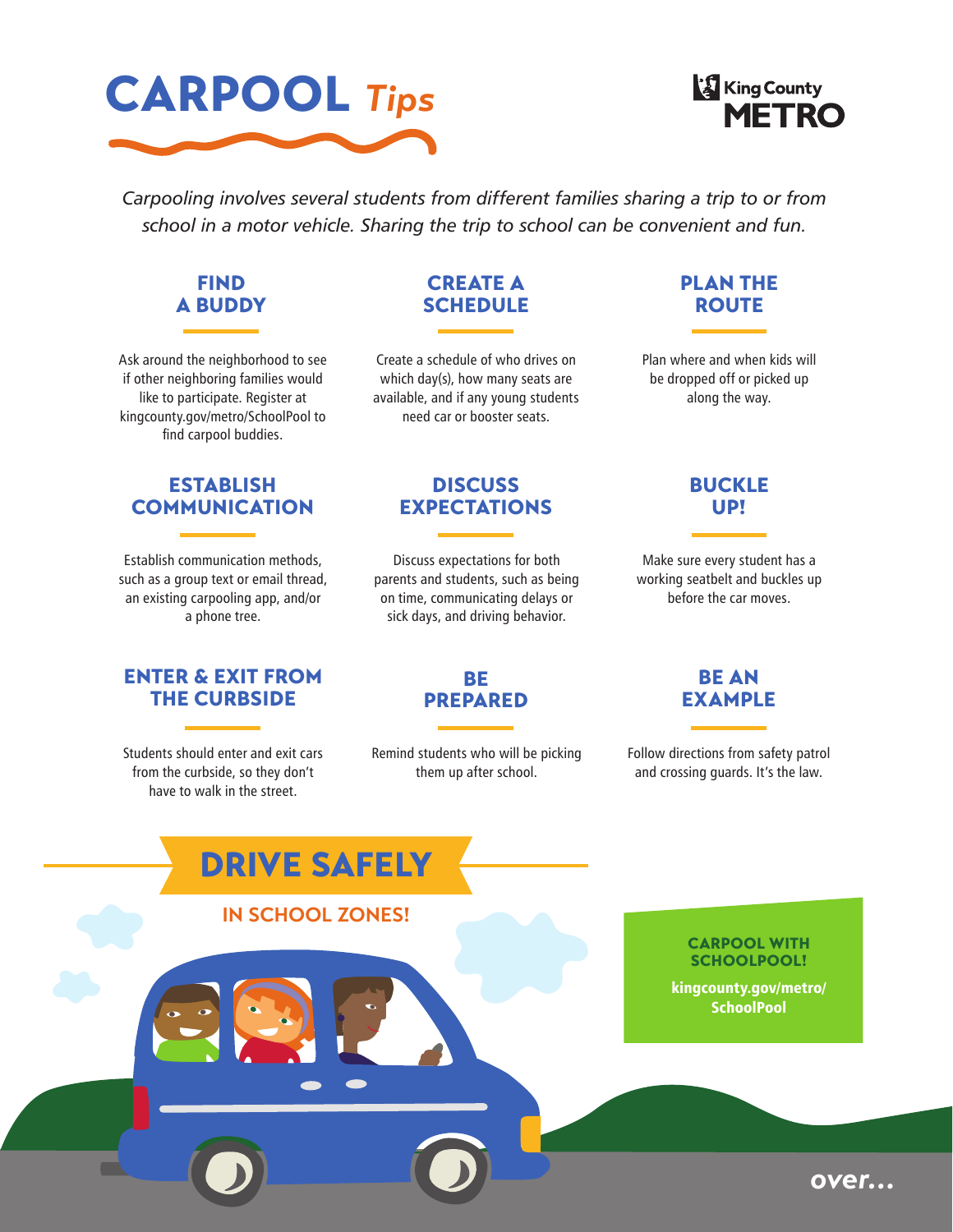# CARPOOL *Tips*

King County METRO

*Carpooling involves several students from different families sharing a trip to or from school in a motor vehicle. Sharing the trip to school can be convenient and fun.*

## FIND A BUDDY

Ask around the neighborhood to see if other neighboring families would like to participate. Register at kingcounty.gov/metro/SchoolPool to find carpool buddies.

## CREATE A SCHEDULE

Create a schedule of who drives on which day(s), how many seats are available, and if any young students need car or booster seats.

## PLAN THE ROUTE

Plan where and when kids will be dropped off or picked up along the way.

## ESTABLISH COMMUNICATION

Establish communication methods, such as a group text or email thread, an existing carpooling app, and/or a phone tree.

## DISCUSS EXPECTATIONS

Discuss expectations for both parents and students, such as being on time, communicating delays or sick days, and driving behavior.

## BUCKLE UP!

Make sure every student has a working seatbelt and buckles up before the car moves.

## ENTER & EXIT FROM THE CURBSIDE

Students should enter and exit cars from the curbside, so they don't have to walk in the street.

## BE PREPARED

Remind students who will be picking them up after school.

## BE AN EXAMPLE

Follow directions from safety patrol and crossing guards. It's the law.

## DRIVE SAFELY

### IN SCHOOL ZONES!

**CARPOOL WITH SCHOOLPOOL!**

**kingcounty.gov/metro/SchoolPool**

over...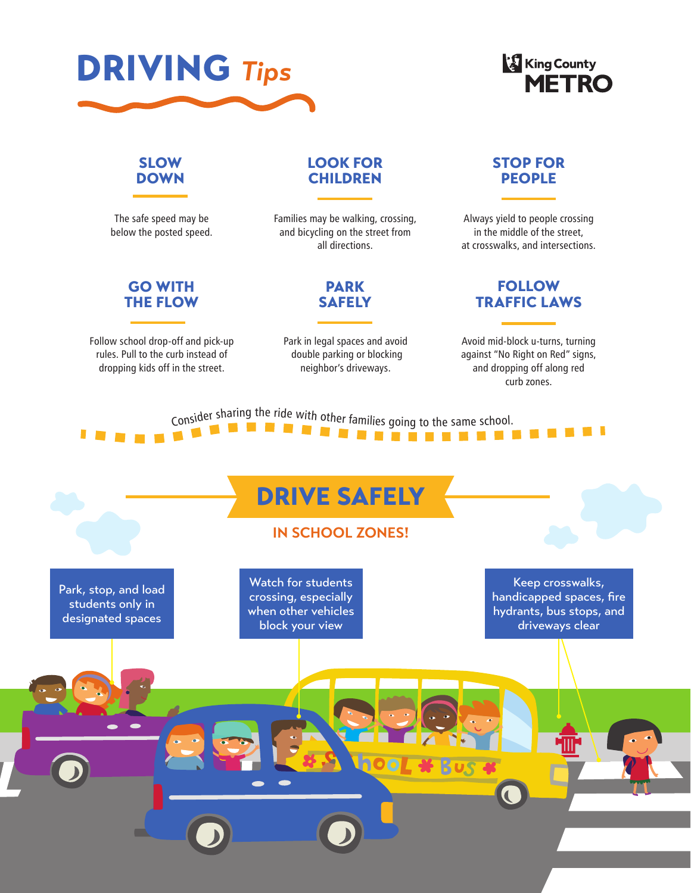# DRIVING *Tips*

King County METRO

### SLOW DOWN

The safe speed may be below the posted speed.

### LOOK FOR CHILDREN

Families may be walking, crossing, and bicycling on the street from all directions.

### STOP FOR PEOPLE

Always yield to people crossing in the middle of the street, at crosswalks, and intersections.

### GO WITH THE FLOW

Follow school drop-off and pick-up rules. Pull to the curb instead of dropping kids off in the street.

### PARK SAFELY

Park in legal spaces and avoid double parking or blocking neighbor's driveways.

### FOLLOW TRAFFIC LAWS

Avoid mid-block u-turns, turning against "No Right on Red" signs, and dropping off along red curb zones.

*Consider sharing the ride with other families going to the same school.*

## DRIVE SAFELY

### IN SCHOOL ZONES!

- Park, stop, and load students only in designated spaces
- Watch for students crossing, especially when other vehicles block your view
- Keep crosswalks, handicapped spaces, fire hydrants, bus stops, and driveways clear